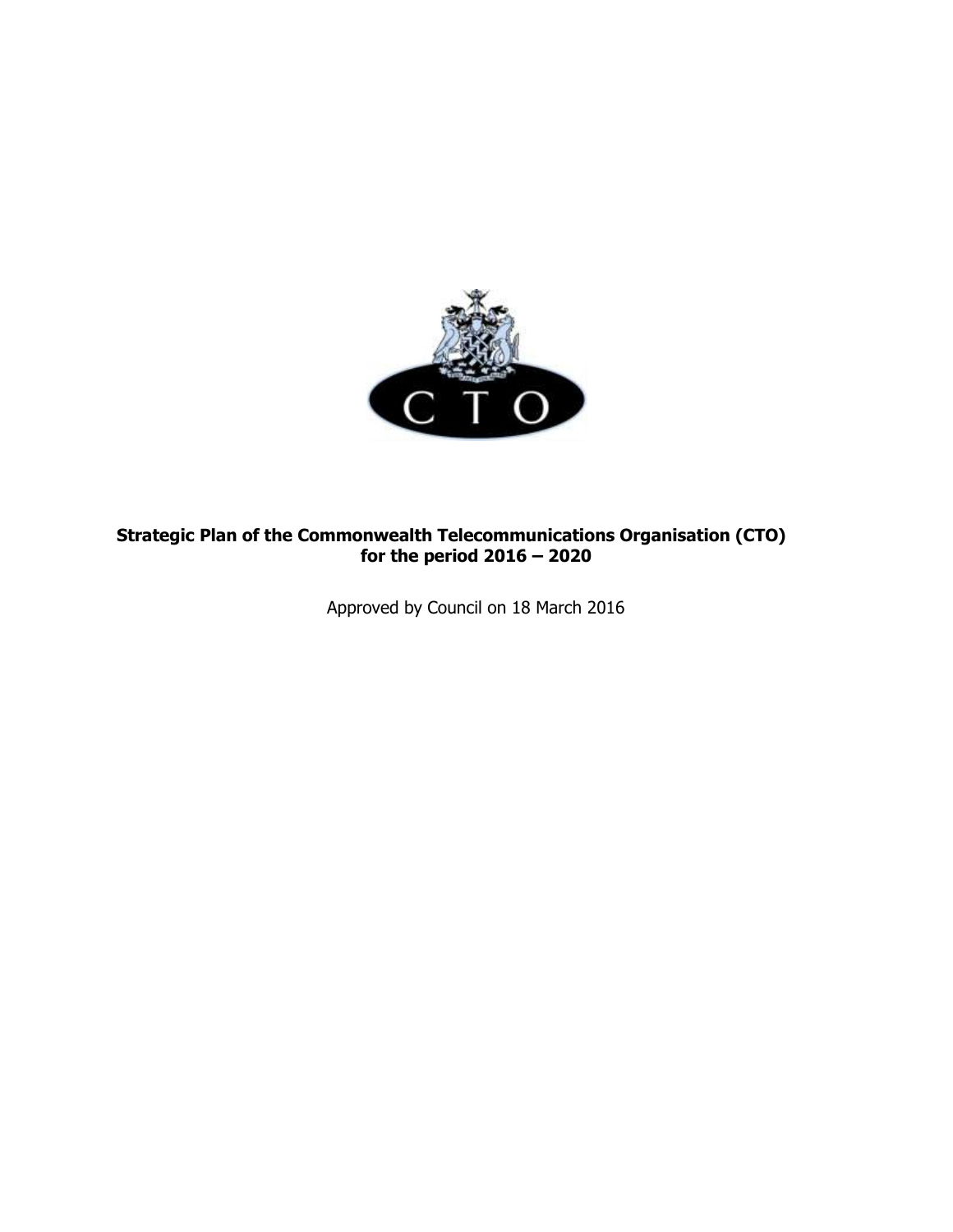**Strategic Plan of the Commonwealth Telecommunications Organisation (CTO) for the period 2016 – 2020**

Approved by Council on 18 March 2016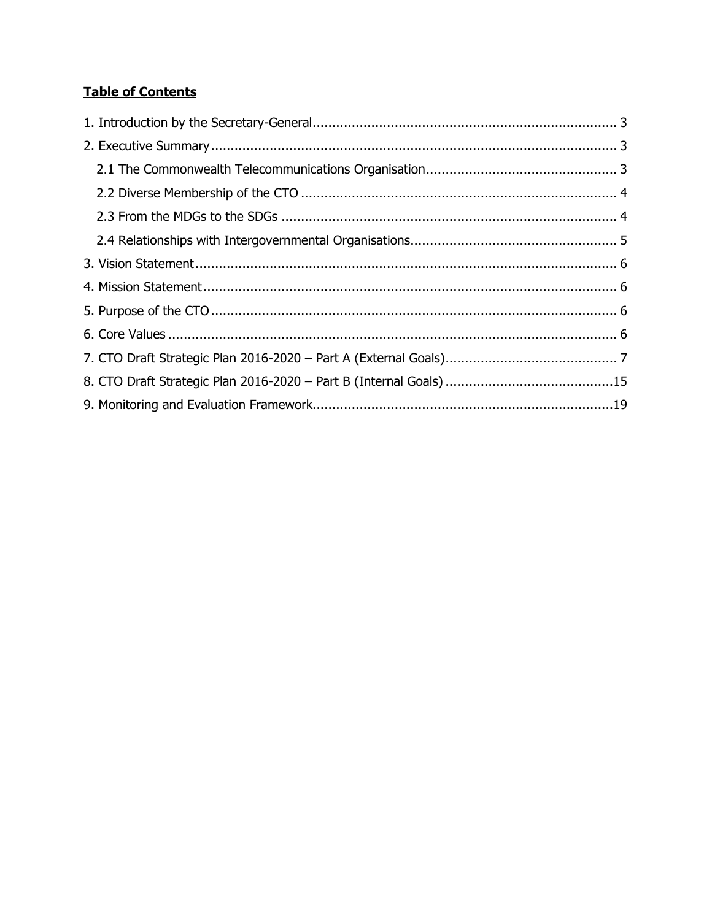**Table of Contents**

1. Introduction by the Secretary-General........................................................................... 3

2. Executive Summary ...................................................................................................... 3

   2.1 The Commonwealth Telecommunications Organisation................................................ 3

   2.2 Diverse Membership of the CTO ............................................................................... 4

   2.3 From the MDGs to the SDGs .................................................................................... 4

   2.4 Relationships with Intergovernmental Organisations.................................................... 5

3. Vision Statement .......................................................................................................... 6

4. Mission Statement ........................................................................................................ 6

5. Purpose of the CTO ...................................................................................................... 6

6. Core Values ................................................................................................................. 6

7. CTO Draft Strategic Plan 2016-2020 – Part A (External Goals)............................................ 7

8. CTO Draft Strategic Plan 2016-2020 – Part B (Internal Goals) ...........................................15

9. Monitoring and Evaluation Framework............................................................................19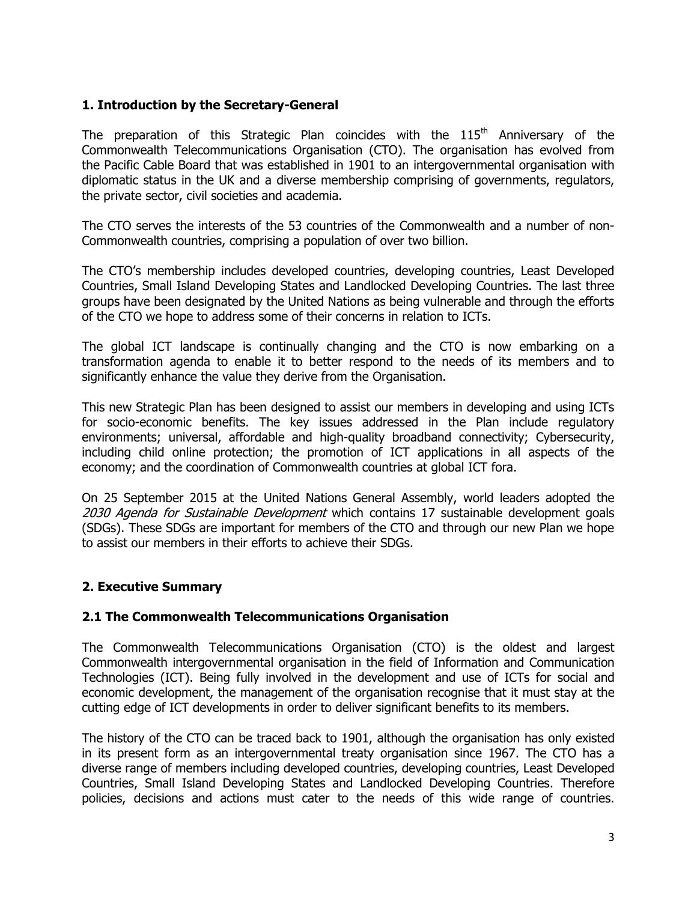## 1. Introduction by the Secretary-General

The preparation of this Strategic Plan coincides with the 115th Anniversary of the Commonwealth Telecommunications Organisation (CTO). The organisation has evolved from the Pacific Cable Board that was established in 1901 to an intergovernmental organisation with diplomatic status in the UK and a diverse membership comprising of governments, regulators, the private sector, civil societies and academia.

The CTO serves the interests of the 53 countries of the Commonwealth and a number of non-Commonwealth countries, comprising a population of over two billion.

The CTO's membership includes developed countries, developing countries, Least Developed Countries, Small Island Developing States and Landlocked Developing Countries. The last three groups have been designated by the United Nations as being vulnerable and through the efforts of the CTO we hope to address some of their concerns in relation to ICTs.

The global ICT landscape is continually changing and the CTO is now embarking on a transformation agenda to enable it to better respond to the needs of its members and to significantly enhance the value they derive from the Organisation.

This new Strategic Plan has been designed to assist our members in developing and using ICTs for socio-economic benefits. The key issues addressed in the Plan include regulatory environments; universal, affordable and high-quality broadband connectivity; Cybersecurity, including child online protection; the promotion of ICT applications in all aspects of the economy; and the coordination of Commonwealth countries at global ICT fora.

On 25 September 2015 at the United Nations General Assembly, world leaders adopted the *2030 Agenda for Sustainable Development* which contains 17 sustainable development goals (SDGs). These SDGs are important for members of the CTO and through our new Plan we hope to assist our members in their efforts to achieve their SDGs.

## 2. Executive Summary

### 2.1 The Commonwealth Telecommunications Organisation

The Commonwealth Telecommunications Organisation (CTO) is the oldest and largest Commonwealth intergovernmental organisation in the field of Information and Communication Technologies (ICT). Being fully involved in the development and use of ICTs for social and economic development, the management of the organisation recognise that it must stay at the cutting edge of ICT developments in order to deliver significant benefits to its members.

The history of the CTO can be traced back to 1901, although the organisation has only existed in its present form as an intergovernmental treaty organisation since 1967. The CTO has a diverse range of members including developed countries, developing countries, Least Developed Countries, Small Island Developing States and Landlocked Developing Countries. Therefore policies, decisions and actions must cater to the needs of this wide range of countries.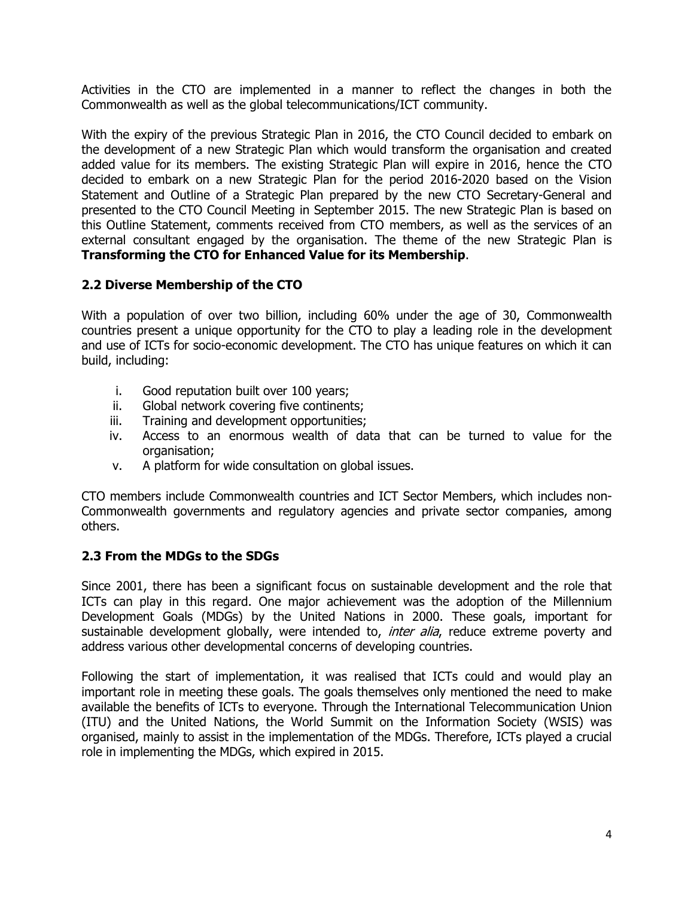Activities in the CTO are implemented in a manner to reflect the changes in both the Commonwealth as well as the global telecommunications/ICT community.

With the expiry of the previous Strategic Plan in 2016, the CTO Council decided to embark on the development of a new Strategic Plan which would transform the organisation and created added value for its members. The existing Strategic Plan will expire in 2016, hence the CTO decided to embark on a new Strategic Plan for the period 2016-2020 based on the Vision Statement and Outline of a Strategic Plan prepared by the new CTO Secretary-General and presented to the CTO Council Meeting in September 2015. The new Strategic Plan is based on this Outline Statement, comments received from CTO members, as well as the services of an external consultant engaged by the organisation. The theme of the new Strategic Plan is **Transforming the CTO for Enhanced Value for its Membership**.

### 2.2 Diverse Membership of the CTO

With a population of over two billion, including 60% under the age of 30, Commonwealth countries present a unique opportunity for the CTO to play a leading role in the development and use of ICTs for socio-economic development. The CTO has unique features on which it can build, including:

i. Good reputation built over 100 years;
ii. Global network covering five continents;
iii. Training and development opportunities;
iv. Access to an enormous wealth of data that can be turned to value for the organisation;
v. A platform for wide consultation on global issues.

CTO members include Commonwealth countries and ICT Sector Members, which includes non-Commonwealth governments and regulatory agencies and private sector companies, among others.

### 2.3 From the MDGs to the SDGs

Since 2001, there has been a significant focus on sustainable development and the role that ICTs can play in this regard. One major achievement was the adoption of the Millennium Development Goals (MDGs) by the United Nations in 2000. These goals, important for sustainable development globally, were intended to, *inter alia*, reduce extreme poverty and address various other developmental concerns of developing countries.

Following the start of implementation, it was realised that ICTs could and would play an important role in meeting these goals. The goals themselves only mentioned the need to make available the benefits of ICTs to everyone. Through the International Telecommunication Union (ITU) and the United Nations, the World Summit on the Information Society (WSIS) was organised, mainly to assist in the implementation of the MDGs. Therefore, ICTs played a crucial role in implementing the MDGs, which expired in 2015.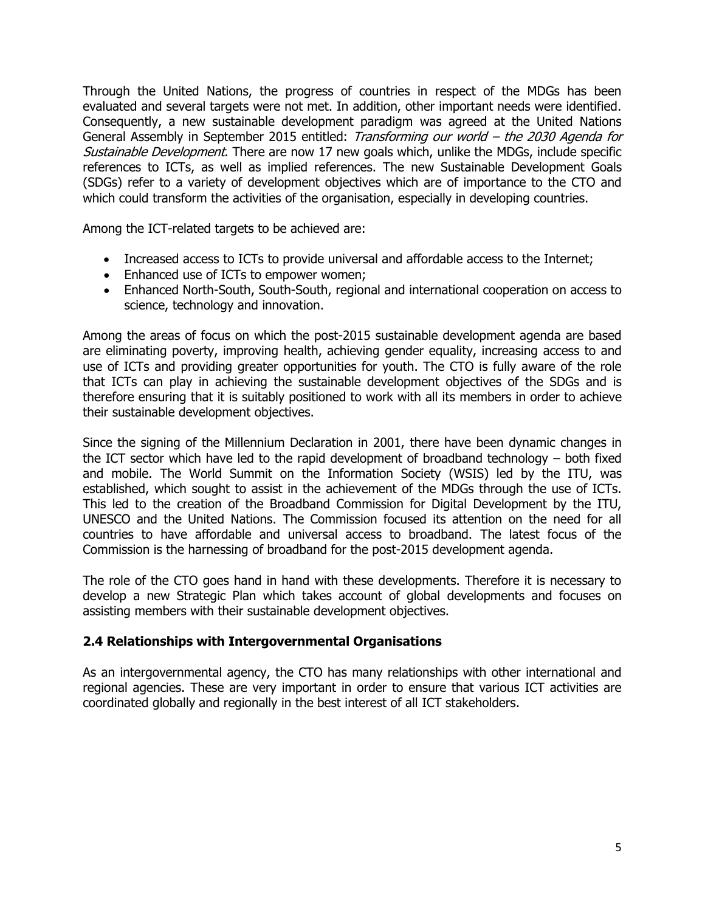Through the United Nations, the progress of countries in respect of the MDGs has been evaluated and several targets were not met. In addition, other important needs were identified. Consequently, a new sustainable development paradigm was agreed at the United Nations General Assembly in September 2015 entitled: *Transforming our world – the 2030 Agenda for Sustainable Development*. There are now 17 new goals which, unlike the MDGs, include specific references to ICTs, as well as implied references. The new Sustainable Development Goals (SDGs) refer to a variety of development objectives which are of importance to the CTO and which could transform the activities of the organisation, especially in developing countries.

Among the ICT-related targets to be achieved are:

- Increased access to ICTs to provide universal and affordable access to the Internet;
- Enhanced use of ICTs to empower women;
- Enhanced North-South, South-South, regional and international cooperation on access to science, technology and innovation.

Among the areas of focus on which the post-2015 sustainable development agenda are based are eliminating poverty, improving health, achieving gender equality, increasing access to and use of ICTs and providing greater opportunities for youth. The CTO is fully aware of the role that ICTs can play in achieving the sustainable development objectives of the SDGs and is therefore ensuring that it is suitably positioned to work with all its members in order to achieve their sustainable development objectives.

Since the signing of the Millennium Declaration in 2001, there have been dynamic changes in the ICT sector which have led to the rapid development of broadband technology – both fixed and mobile. The World Summit on the Information Society (WSIS) led by the ITU, was established, which sought to assist in the achievement of the MDGs through the use of ICTs. This led to the creation of the Broadband Commission for Digital Development by the ITU, UNESCO and the United Nations. The Commission focused its attention on the need for all countries to have affordable and universal access to broadband. The latest focus of the Commission is the harnessing of broadband for the post-2015 development agenda.

The role of the CTO goes hand in hand with these developments. Therefore it is necessary to develop a new Strategic Plan which takes account of global developments and focuses on assisting members with their sustainable development objectives.

### 2.4 Relationships with Intergovernmental Organisations

As an intergovernmental agency, the CTO has many relationships with other international and regional agencies. These are very important in order to ensure that various ICT activities are coordinated globally and regionally in the best interest of all ICT stakeholders.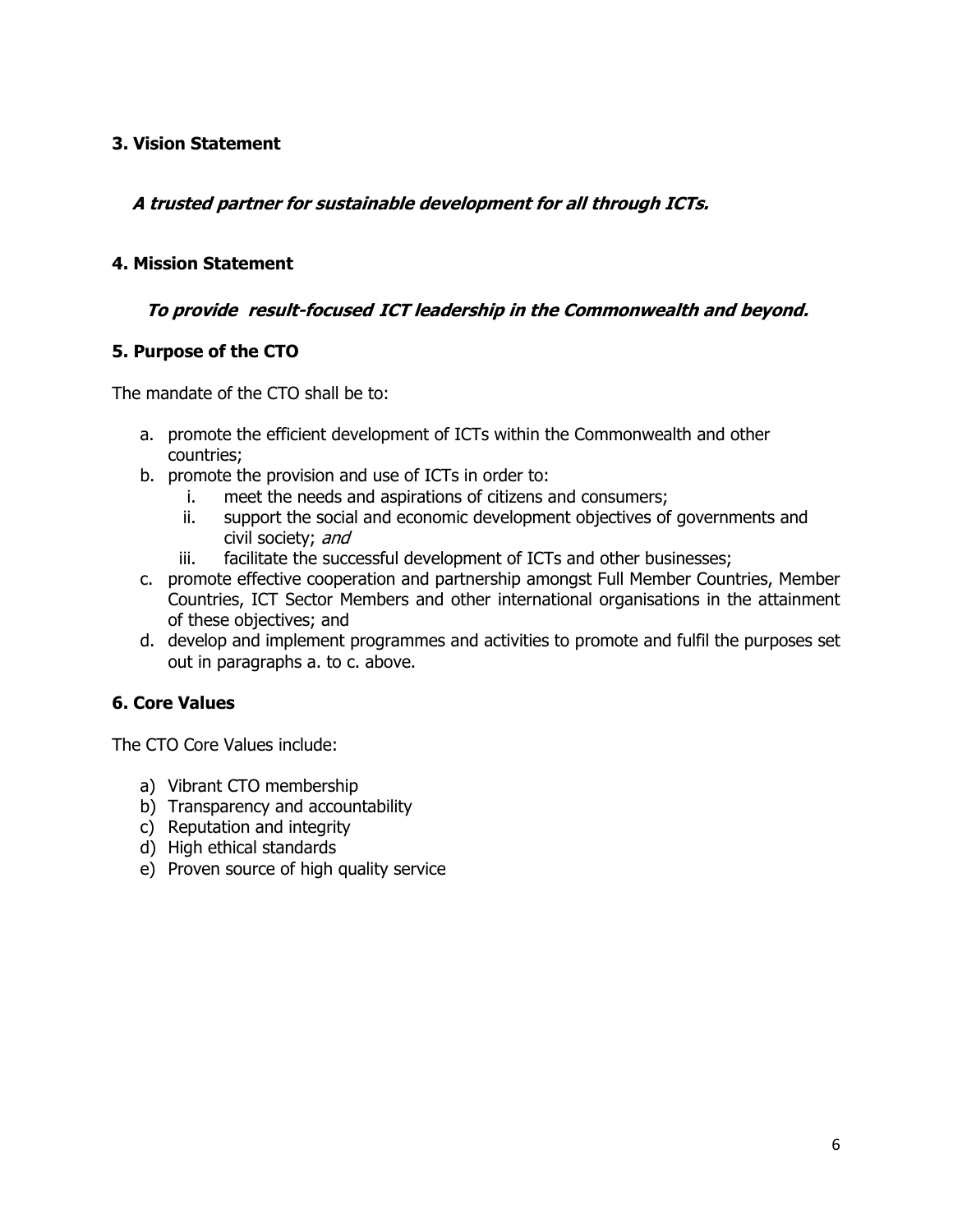## 3. Vision Statement

***A trusted partner for sustainable development for all through ICTs.***

## 4. Mission Statement

***To provide result-focused ICT leadership in the Commonwealth and beyond.***

## 5. Purpose of the CTO

The mandate of the CTO shall be to:

a. promote the efficient development of ICTs within the Commonwealth and other countries;
b. promote the provision and use of ICTs in order to:
    i. meet the needs and aspirations of citizens and consumers;
    ii. support the social and economic development objectives of governments and civil society; *and*
    iii. facilitate the successful development of ICTs and other businesses;
c. promote effective cooperation and partnership amongst Full Member Countries, Member Countries, ICT Sector Members and other international organisations in the attainment of these objectives; and
d. develop and implement programmes and activities to promote and fulfil the purposes set out in paragraphs a. to c. above.

## 6. Core Values

The CTO Core Values include:

a) Vibrant CTO membership
b) Transparency and accountability
c) Reputation and integrity
d) High ethical standards
e) Proven source of high quality service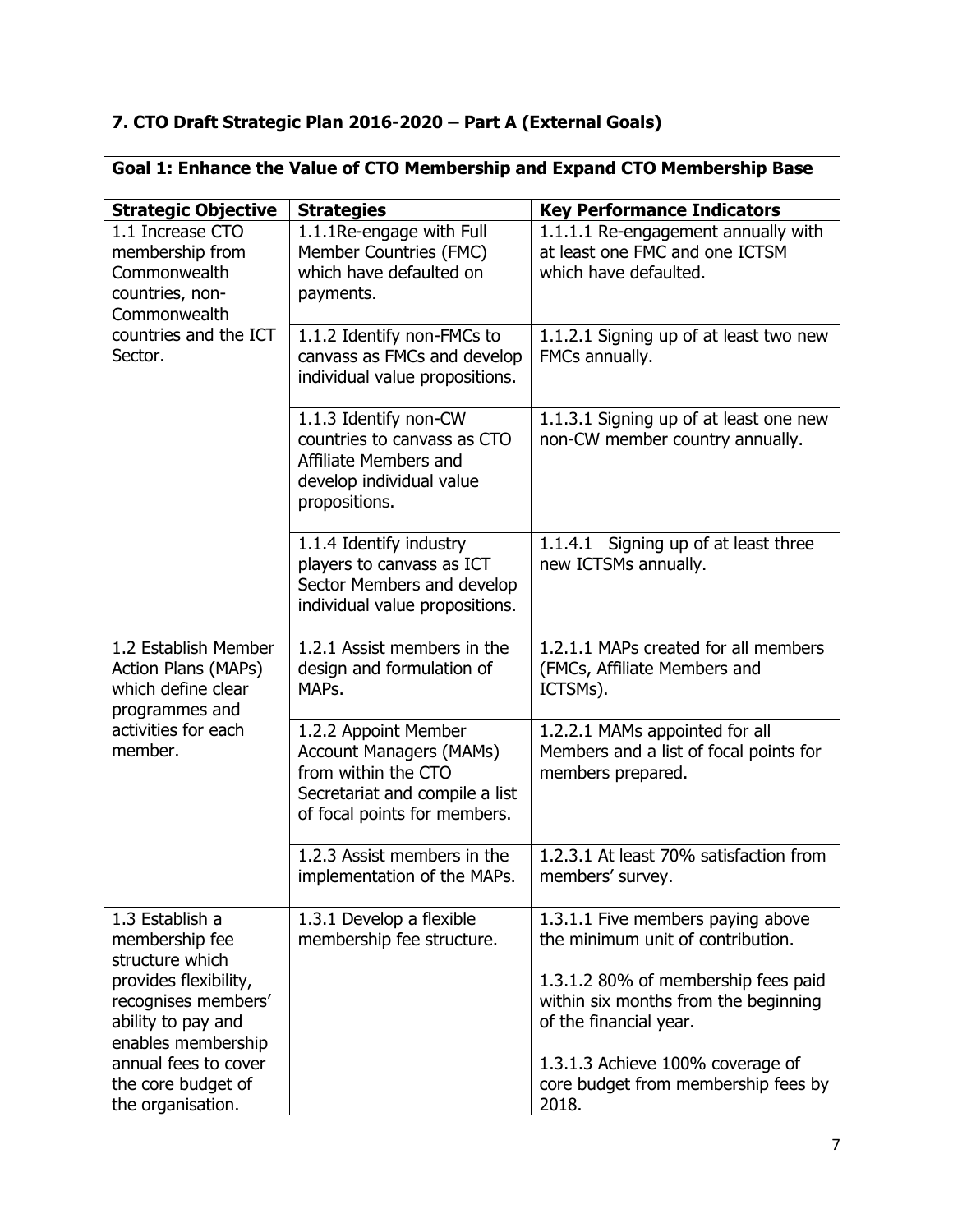## 7. CTO Draft Strategic Plan 2016-2020 – Part A (External Goals)

| Goal 1: Enhance the Value of CTO Membership and Expand CTO Membership Base | | |
|---|---|---|
| **Strategic Objective** | **Strategies** | **Key Performance Indicators** |
| 1.1 Increase CTO membership from Commonwealth countries, non-Commonwealth countries and the ICT Sector. | 1.1.1Re-engage with Full Member Countries (FMC) which have defaulted on payments. | 1.1.1.1 Re-engagement annually with at least one FMC and one ICTSM which have defaulted. |
| | 1.1.2 Identify non-FMCs to canvass as FMCs and develop individual value propositions. | 1.1.2.1 Signing up of at least two new FMCs annually. |
| | 1.1.3 Identify non-CW countries to canvass as CTO Affiliate Members and develop individual value propositions. | 1.1.3.1 Signing up of at least one new non-CW member country annually. |
| | 1.1.4 Identify industry players to canvass as ICT Sector Members and develop individual value propositions. | 1.1.4.1 Signing up of at least three new ICTSMs annually. |
| 1.2 Establish Member Action Plans (MAPs) which define clear programmes and activities for each member. | 1.2.1 Assist members in the design and formulation of MAPs. | 1.2.1.1 MAPs created for all members (FMCs, Affiliate Members and ICTSMs). |
| | 1.2.2 Appoint Member Account Managers (MAMs) from within the CTO Secretariat and compile a list of focal points for members. | 1.2.2.1 MAMs appointed for all Members and a list of focal points for members prepared. |
| | 1.2.3 Assist members in the implementation of the MAPs. | 1.2.3.1 At least 70% satisfaction from members' survey. |
| 1.3 Establish a membership fee structure which provides flexibility, recognises members' ability to pay and enables membership annual fees to cover the core budget of the organisation. | 1.3.1 Develop a flexible membership fee structure. | 1.3.1.1 Five members paying above the minimum unit of contribution.<br><br>1.3.1.2 80% of membership fees paid within six months from the beginning of the financial year.<br><br>1.3.1.3 Achieve 100% coverage of core budget from membership fees by 2018. |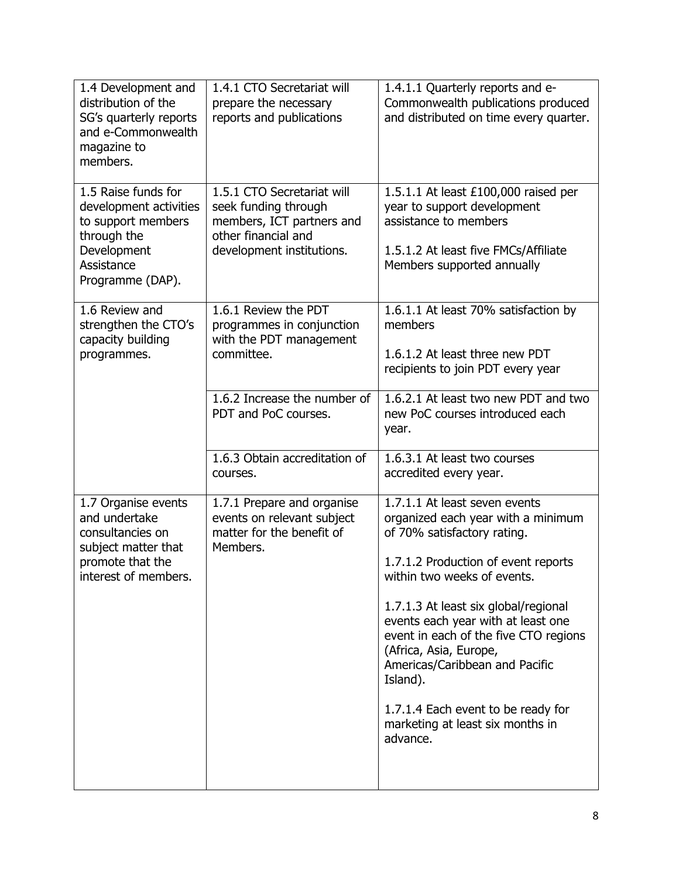| | | |
|---|---|---|
| 1.4 Development and distribution of the SG's quarterly reports and e-Commonwealth magazine to members. | 1.4.1 CTO Secretariat will prepare the necessary reports and publications | 1.4.1.1 Quarterly reports and e-Commonwealth publications produced and distributed on time every quarter. |
| 1.5 Raise funds for development activities to support members through the Development Assistance Programme (DAP). | 1.5.1 CTO Secretariat will seek funding through members, ICT partners and other financial and development institutions. | 1.5.1.1 At least £100,000 raised per year to support development assistance to members<br><br>1.5.1.2 At least five FMCs/Affiliate Members supported annually |
| 1.6 Review and strengthen the CTO's capacity building programmes. | 1.6.1 Review the PDT programmes in conjunction with the PDT management committee. | 1.6.1.1 At least 70% satisfaction by members<br><br>1.6.1.2 At least three new PDT recipients to join PDT every year |
| | 1.6.2 Increase the number of PDT and PoC courses. | 1.6.2.1 At least two new PDT and two new PoC courses introduced each year. |
| | 1.6.3 Obtain accreditation of courses. | 1.6.3.1 At least two courses accredited every year. |
| 1.7 Organise events and undertake consultancies on subject matter that promote that the interest of members. | 1.7.1 Prepare and organise events on relevant subject matter for the benefit of Members. | 1.7.1.1 At least seven events organized each year with a minimum of 70% satisfactory rating.<br><br>1.7.1.2 Production of event reports within two weeks of events.<br><br>1.7.1.3 At least six global/regional events each year with at least one event in each of the five CTO regions (Africa, Asia, Europe, Americas/Caribbean and Pacific Island).<br><br>1.7.1.4 Each event to be ready for marketing at least six months in advance. |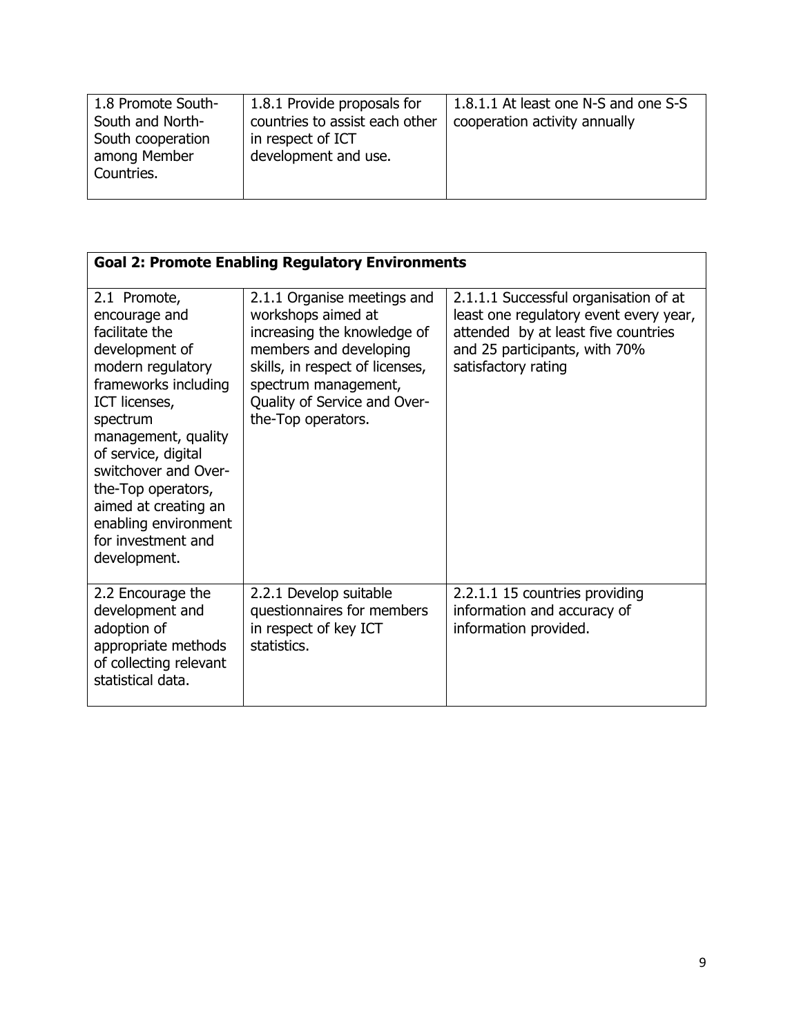| | | |
|---|---|---|
| 1.8 Promote South-South and North-South cooperation among Member Countries. | 1.8.1 Provide proposals for countries to assist each other in respect of ICT development and use. | 1.8.1.1 At least one N-S and one S-S cooperation activity annually |

| **Goal 2: Promote Enabling Regulatory Environments** | | |
|---|---|---|
| 2.1 Promote, encourage and facilitate the development of modern regulatory frameworks including ICT licenses, spectrum management, quality of service, digital switchover and Over-the-Top operators, aimed at creating an enabling environment for investment and development. | 2.1.1 Organise meetings and workshops aimed at increasing the knowledge of members and developing skills, in respect of licenses, spectrum management, Quality of Service and Over-the-Top operators. | 2.1.1.1 Successful organisation of at least one regulatory event every year, attended by at least five countries and 25 participants, with 70% satisfactory rating |
| 2.2 Encourage the development and adoption of appropriate methods of collecting relevant statistical data. | 2.2.1 Develop suitable questionnaires for members in respect of key ICT statistics. | 2.2.1.1 15 countries providing information and accuracy of information provided. |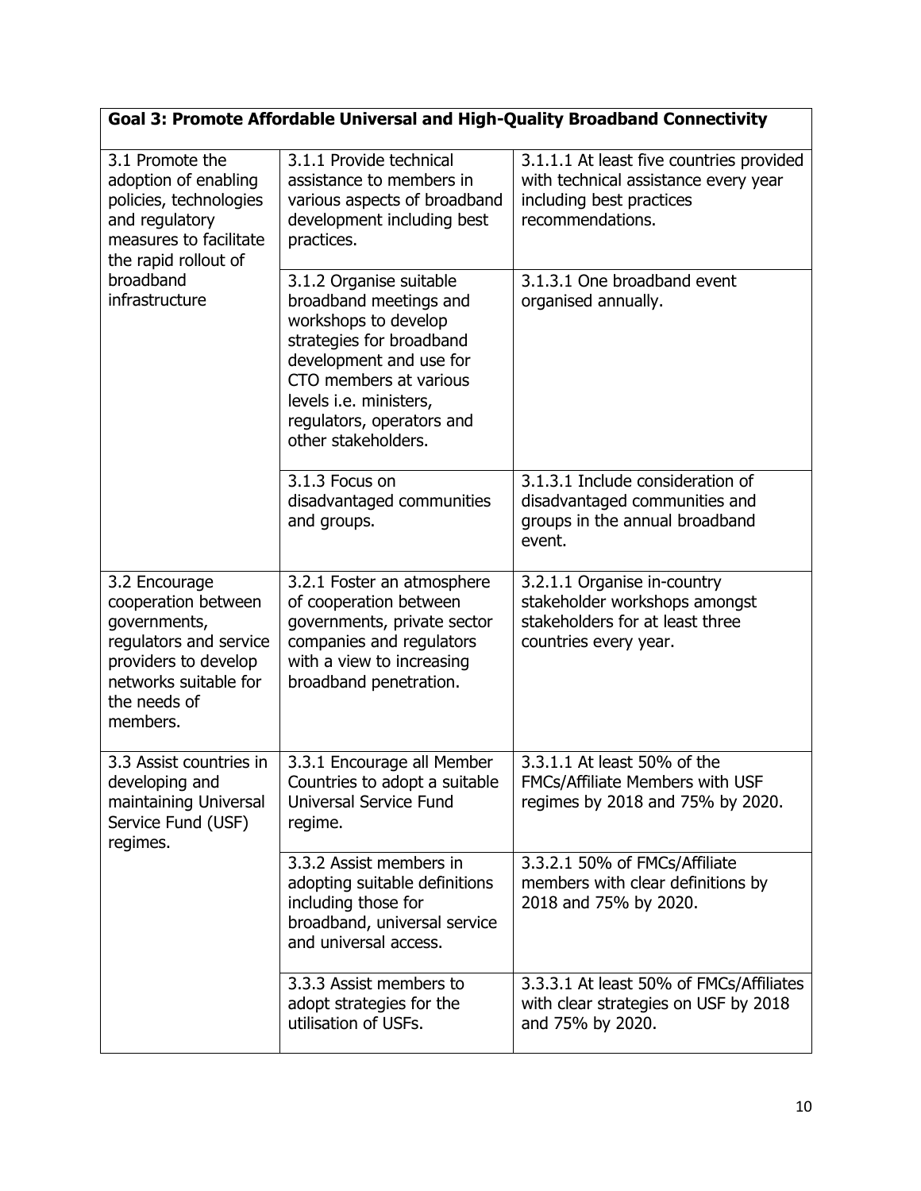| Goal 3: Promote Affordable Universal and High-Quality Broadband Connectivity | | |
|---|---|---|
| 3.1 Promote the adoption of enabling policies, technologies and regulatory measures to facilitate the rapid rollout of broadband infrastructure | 3.1.1 Provide technical assistance to members in various aspects of broadband development including best practices. | 3.1.1.1 At least five countries provided with technical assistance every year including best practices recommendations. |
| | 3.1.2 Organise suitable broadband meetings and workshops to develop strategies for broadband development and use for CTO members at various levels i.e. ministers, regulators, operators and other stakeholders. | 3.1.3.1 One broadband event organised annually. |
| | 3.1.3 Focus on disadvantaged communities and groups. | 3.1.3.1 Include consideration of disadvantaged communities and groups in the annual broadband event. |
| 3.2 Encourage cooperation between governments, regulators and service providers to develop networks suitable for the needs of members. | 3.2.1 Foster an atmosphere of cooperation between governments, private sector companies and regulators with a view to increasing broadband penetration. | 3.2.1.1 Organise in-country stakeholder workshops amongst stakeholders for at least three countries every year. |
| 3.3 Assist countries in developing and maintaining Universal Service Fund (USF) regimes. | 3.3.1 Encourage all Member Countries to adopt a suitable Universal Service Fund regime. | 3.3.1.1 At least 50% of the FMCs/Affiliate Members with USF regimes by 2018 and 75% by 2020. |
| | 3.3.2 Assist members in adopting suitable definitions including those for broadband, universal service and universal access. | 3.3.2.1 50% of FMCs/Affiliate members with clear definitions by 2018 and 75% by 2020. |
| | 3.3.3 Assist members to adopt strategies for the utilisation of USFs. | 3.3.3.1 At least 50% of FMCs/Affiliates with clear strategies on USF by 2018 and 75% by 2020. |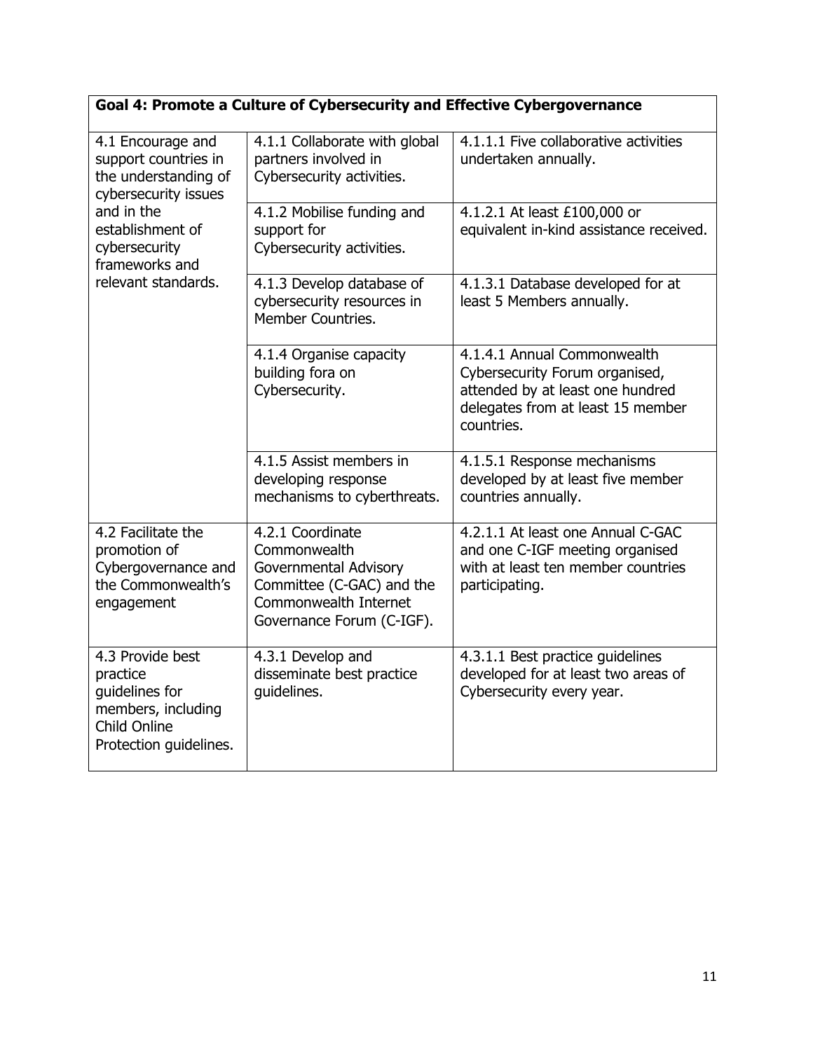| Goal 4: Promote a Culture of Cybersecurity and Effective Cybergovernance | | |
|---|---|---|
| 4.1 Encourage and support countries in the understanding of cybersecurity issues and in the establishment of cybersecurity frameworks and relevant standards. | 4.1.1 Collaborate with global partners involved in Cybersecurity activities. | 4.1.1.1 Five collaborative activities undertaken annually. |
| | 4.1.2 Mobilise funding and support for Cybersecurity activities. | 4.1.2.1 At least £100,000 or equivalent in-kind assistance received. |
| | 4.1.3 Develop database of cybersecurity resources in Member Countries. | 4.1.3.1 Database developed for at least 5 Members annually. |
| | 4.1.4 Organise capacity building fora on Cybersecurity. | 4.1.4.1 Annual Commonwealth Cybersecurity Forum organised, attended by at least one hundred delegates from at least 15 member countries. |
| | 4.1.5 Assist members in developing response mechanisms to cyberthreats. | 4.1.5.1 Response mechanisms developed by at least five member countries annually. |
| 4.2 Facilitate the promotion of Cybergovernance and the Commonwealth's engagement | 4.2.1 Coordinate Commonwealth Governmental Advisory Committee (C-GAC) and the Commonwealth Internet Governance Forum (C-IGF). | 4.2.1.1 At least one Annual C-GAC and one C-IGF meeting organised with at least ten member countries participating. |
| 4.3 Provide best practice guidelines for members, including Child Online Protection guidelines. | 4.3.1 Develop and disseminate best practice guidelines. | 4.3.1.1 Best practice guidelines developed for at least two areas of Cybersecurity every year. |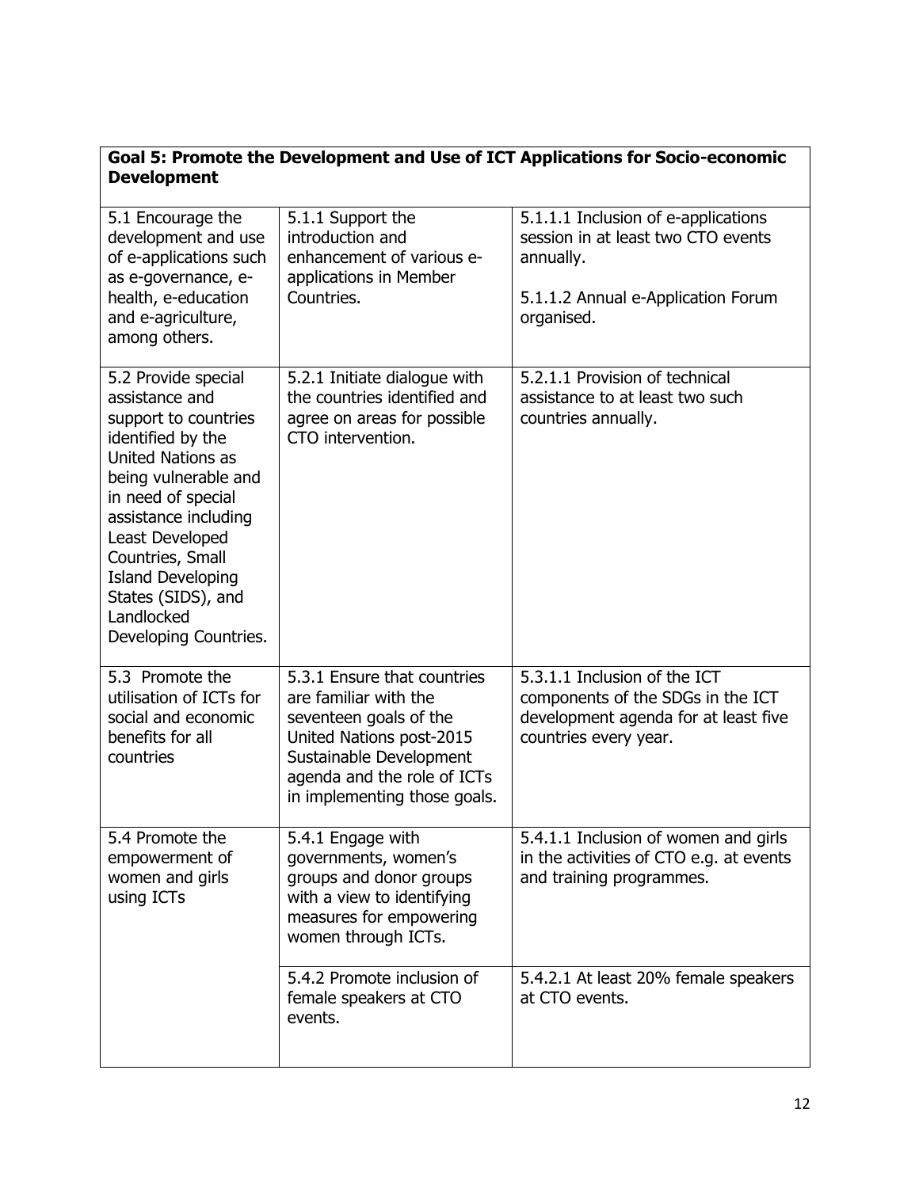| Goal 5: Promote the Development and Use of ICT Applications for Socio-economic Development | | |
|---|---|---|
| 5.1 Encourage the development and use of e-applications such as e-governance, e-health, e-education and e-agriculture, among others. | 5.1.1 Support the introduction and enhancement of various e-applications in Member Countries. | 5.1.1.1 Inclusion of e-applications session in at least two CTO events annually.<br><br>5.1.1.2 Annual e-Application Forum organised. |
| 5.2 Provide special assistance and support to countries identified by the United Nations as being vulnerable and in need of special assistance including Least Developed Countries, Small Island Developing States (SIDS), and Landlocked Developing Countries. | 5.2.1 Initiate dialogue with the countries identified and agree on areas for possible CTO intervention. | 5.2.1.1 Provision of technical assistance to at least two such countries annually. |
| 5.3 Promote the utilisation of ICTs for social and economic benefits for all countries | 5.3.1 Ensure that countries are familiar with the seventeen goals of the United Nations post-2015 Sustainable Development agenda and the role of ICTs in implementing those goals. | 5.3.1.1 Inclusion of the ICT components of the SDGs in the ICT development agenda for at least five countries every year. |
| 5.4 Promote the empowerment of women and girls using ICTs | 5.4.1 Engage with governments, women's groups and donor groups with a view to identifying measures for empowering women through ICTs. | 5.4.1.1 Inclusion of women and girls in the activities of CTO e.g. at events and training programmes. |
| | 5.4.2 Promote inclusion of female speakers at CTO events. | 5.4.2.1 At least 20% female speakers at CTO events. |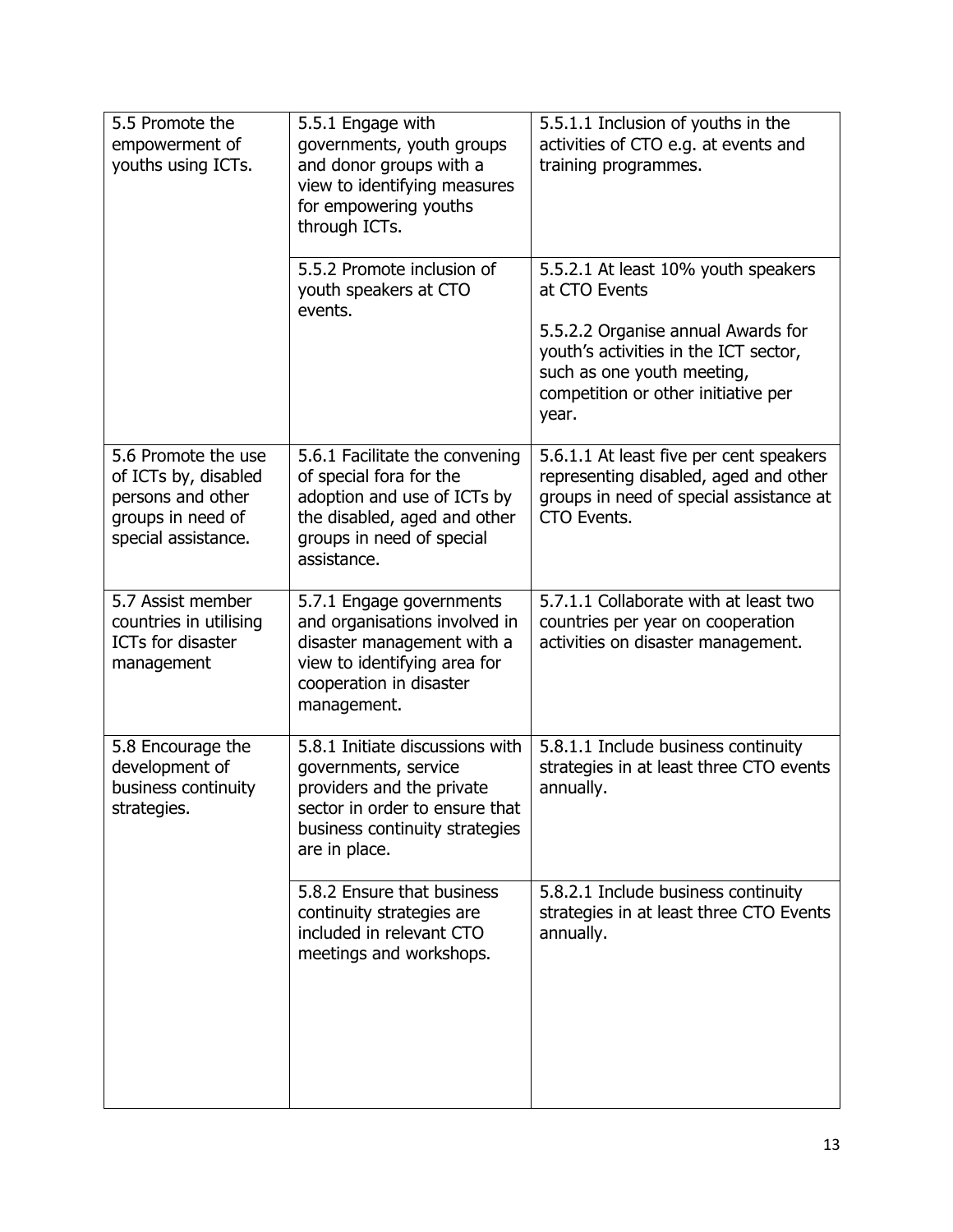| | | |
|---|---|---|
| 5.5 Promote the empowerment of youths using ICTs. | 5.5.1 Engage with governments, youth groups and donor groups with a view to identifying measures for empowering youths through ICTs. | 5.5.1.1 Inclusion of youths in the activities of CTO e.g. at events and training programmes. |
| | 5.5.2 Promote inclusion of youth speakers at CTO events. | 5.5.2.1 At least 10% youth speakers at CTO Events<br><br>5.5.2.2 Organise annual Awards for youth's activities in the ICT sector, such as one youth meeting, competition or other initiative per year. |
| 5.6 Promote the use of ICTs by, disabled persons and other groups in need of special assistance. | 5.6.1 Facilitate the convening of special fora for the adoption and use of ICTs by the disabled, aged and other groups in need of special assistance. | 5.6.1.1 At least five per cent speakers representing disabled, aged and other groups in need of special assistance at CTO Events. |
| 5.7 Assist member countries in utilising ICTs for disaster management | 5.7.1 Engage governments and organisations involved in disaster management with a view to identifying area for cooperation in disaster management. | 5.7.1.1 Collaborate with at least two countries per year on cooperation activities on disaster management. |
| 5.8 Encourage the development of business continuity strategies. | 5.8.1 Initiate discussions with governments, service providers and the private sector in order to ensure that business continuity strategies are in place. | 5.8.1.1 Include business continuity strategies in at least three CTO events annually. |
| | 5.8.2 Ensure that business continuity strategies are included in relevant CTO meetings and workshops. | 5.8.2.1 Include business continuity strategies in at least three CTO Events annually. |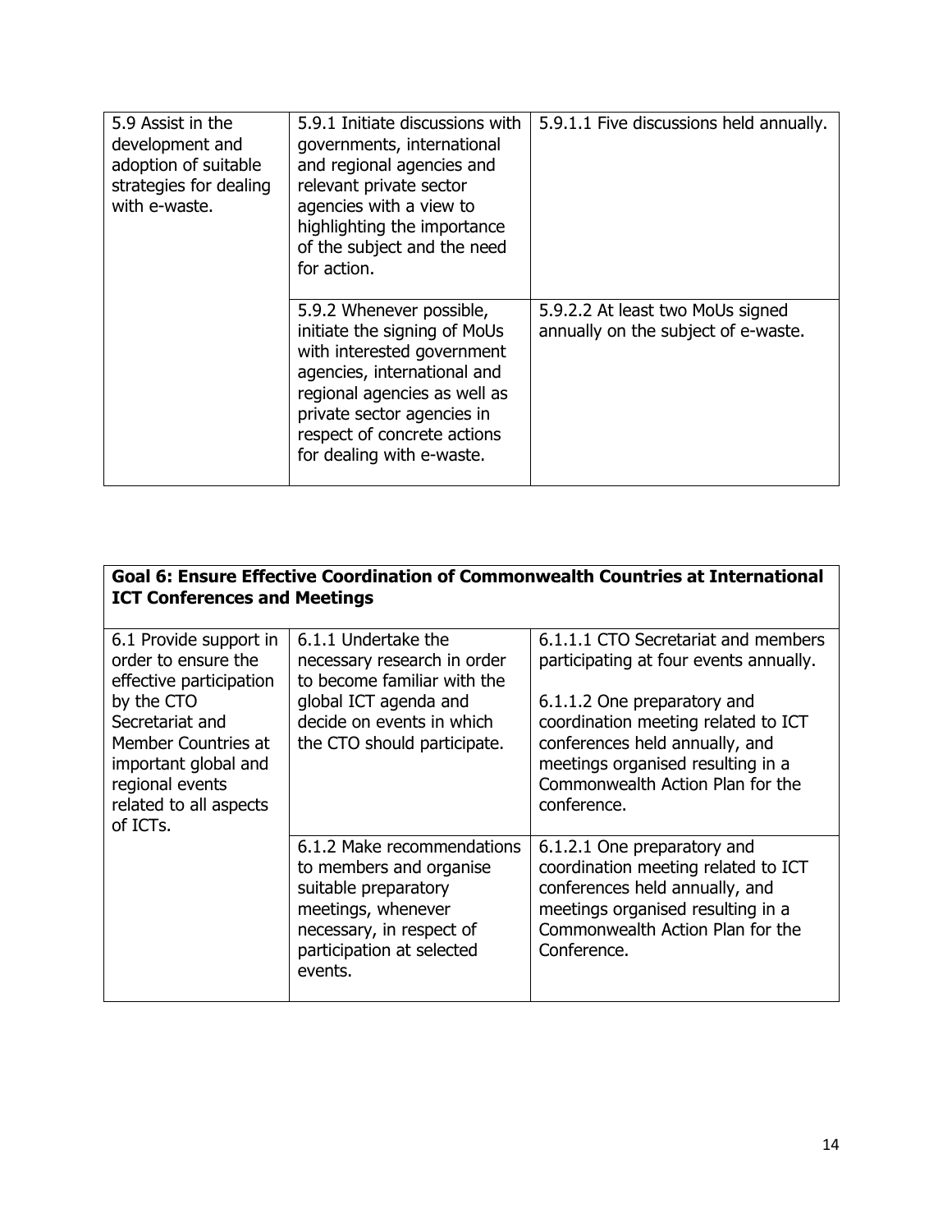| | | |
|---|---|---|
| 5.9 Assist in the development and adoption of suitable strategies for dealing with e-waste. | 5.9.1 Initiate discussions with governments, international and regional agencies and relevant private sector agencies with a view to highlighting the importance of the subject and the need for action. | 5.9.1.1 Five discussions held annually. |
| | 5.9.2 Whenever possible, initiate the signing of MoUs with interested government agencies, international and regional agencies as well as private sector agencies in respect of concrete actions for dealing with e-waste. | 5.9.2.2 At least two MoUs signed annually on the subject of e-waste. |

| **Goal 6: Ensure Effective Coordination of Commonwealth Countries at International ICT Conferences and Meetings** | | |
|---|---|---|
| 6.1 Provide support in order to ensure the effective participation by the CTO Secretariat and Member Countries at important global and regional events related to all aspects of ICTs. | 6.1.1 Undertake the necessary research in order to become familiar with the global ICT agenda and decide on events in which the CTO should participate. | 6.1.1.1 CTO Secretariat and members participating at four events annually.<br><br>6.1.1.2 One preparatory and coordination meeting related to ICT conferences held annually, and meetings organised resulting in a Commonwealth Action Plan for the conference. |
| | 6.1.2 Make recommendations to members and organise suitable preparatory meetings, whenever necessary, in respect of participation at selected events. | 6.1.2.1 One preparatory and coordination meeting related to ICT conferences held annually, and meetings organised resulting in a Commonwealth Action Plan for the Conference. |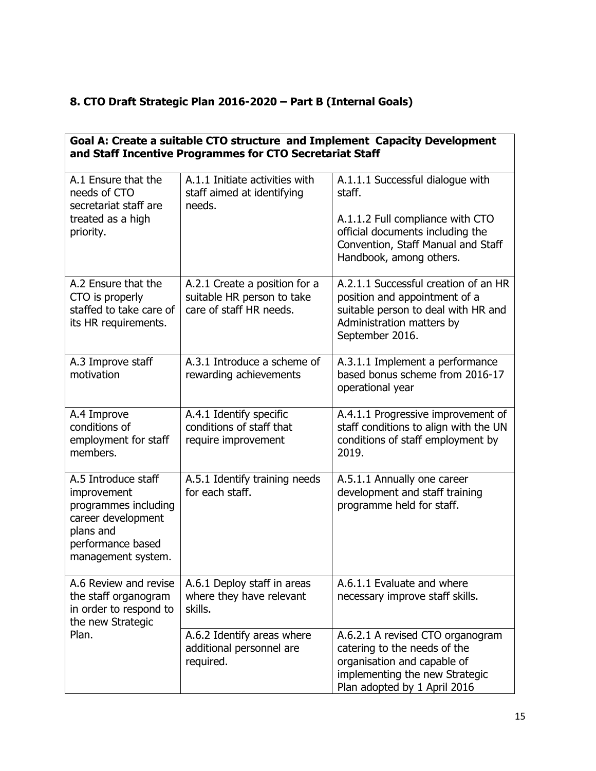## 8. CTO Draft Strategic Plan 2016-2020 – Part B (Internal Goals)

| Goal A: Create a suitable CTO structure and Implement Capacity Development and Staff Incentive Programmes for CTO Secretariat Staff | | |
|---|---|---|
| A.1 Ensure that the needs of CTO secretariat staff are treated as a high priority. | A.1.1 Initiate activities with staff aimed at identifying needs. | A.1.1.1 Successful dialogue with staff.<br><br>A.1.1.2 Full compliance with CTO official documents including the Convention, Staff Manual and Staff Handbook, among others. |
| A.2 Ensure that the CTO is properly staffed to take care of its HR requirements. | A.2.1 Create a position for a suitable HR person to take care of staff HR needs. | A.2.1.1 Successful creation of an HR position and appointment of a suitable person to deal with HR and Administration matters by September 2016. |
| A.3 Improve staff motivation | A.3.1 Introduce a scheme of rewarding achievements | A.3.1.1 Implement a performance based bonus scheme from 2016-17 operational year |
| A.4 Improve conditions of employment for staff members. | A.4.1 Identify specific conditions of staff that require improvement | A.4.1.1 Progressive improvement of staff conditions to align with the UN conditions of staff employment by 2019. |
| A.5 Introduce staff improvement programmes including career development plans and performance based management system. | A.5.1 Identify training needs for each staff. | A.5.1.1 Annually one career development and staff training programme held for staff. |
| A.6 Review and revise the staff organogram in order to respond to the new Strategic Plan. | A.6.1 Deploy staff in areas where they have relevant skills. | A.6.1.1 Evaluate and where necessary improve staff skills. |
| | A.6.2 Identify areas where additional personnel are required. | A.6.2.1 A revised CTO organogram catering to the needs of the organisation and capable of implementing the new Strategic Plan adopted by 1 April 2016 |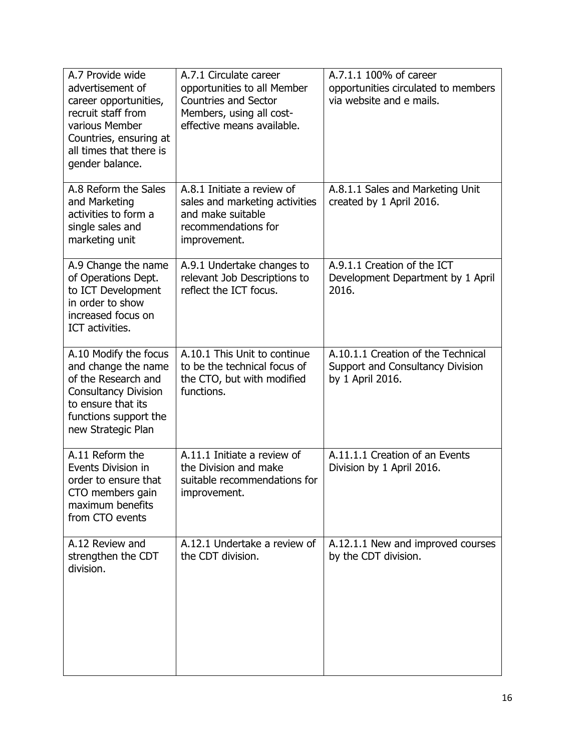| | | |
|---|---|---|
| A.7 Provide wide advertisement of career opportunities, recruit staff from various Member Countries, ensuring at all times that there is gender balance. | A.7.1 Circulate career opportunities to all Member Countries and Sector Members, using all cost-effective means available. | A.7.1.1 100% of career opportunities circulated to members via website and e mails. |
| A.8 Reform the Sales and Marketing activities to form a single sales and marketing unit | A.8.1 Initiate a review of sales and marketing activities and make suitable recommendations for improvement. | A.8.1.1 Sales and Marketing Unit created by 1 April 2016. |
| A.9 Change the name of Operations Dept. to ICT Development in order to show increased focus on ICT activities. | A.9.1 Undertake changes to relevant Job Descriptions to reflect the ICT focus. | A.9.1.1 Creation of the ICT Development Department by 1 April 2016. |
| A.10 Modify the focus and change the name of the Research and Consultancy Division to ensure that its functions support the new Strategic Plan | A.10.1 This Unit to continue to be the technical focus of the CTO, but with modified functions. | A.10.1.1 Creation of the Technical Support and Consultancy Division by 1 April 2016. |
| A.11 Reform the Events Division in order to ensure that CTO members gain maximum benefits from CTO events | A.11.1 Initiate a review of the Division and make suitable recommendations for improvement. | A.11.1.1 Creation of an Events Division by 1 April 2016. |
| A.12 Review and strengthen the CDT division. | A.12.1 Undertake a review of the CDT division. | A.12.1.1 New and improved courses by the CDT division. |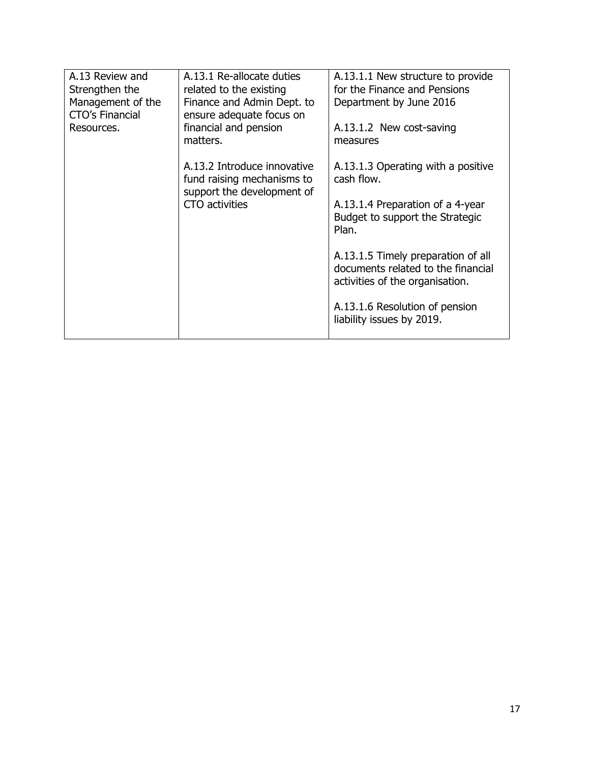| | | |
|---|---|---|
| A.13 Review and Strengthen the Management of the CTO's Financial Resources. | A.13.1 Re-allocate duties related to the existing Finance and Admin Dept. to ensure adequate focus on financial and pension matters.<br><br>A.13.2 Introduce innovative fund raising mechanisms to support the development of CTO activities | A.13.1.1 New structure to provide for the Finance and Pensions Department by June 2016<br><br>A.13.1.2 New cost-saving measures<br><br>A.13.1.3 Operating with a positive cash flow.<br><br>A.13.1.4 Preparation of a 4-year Budget to support the Strategic Plan.<br><br>A.13.1.5 Timely preparation of all documents related to the financial activities of the organisation.<br><br>A.13.1.6 Resolution of pension liability issues by 2019. |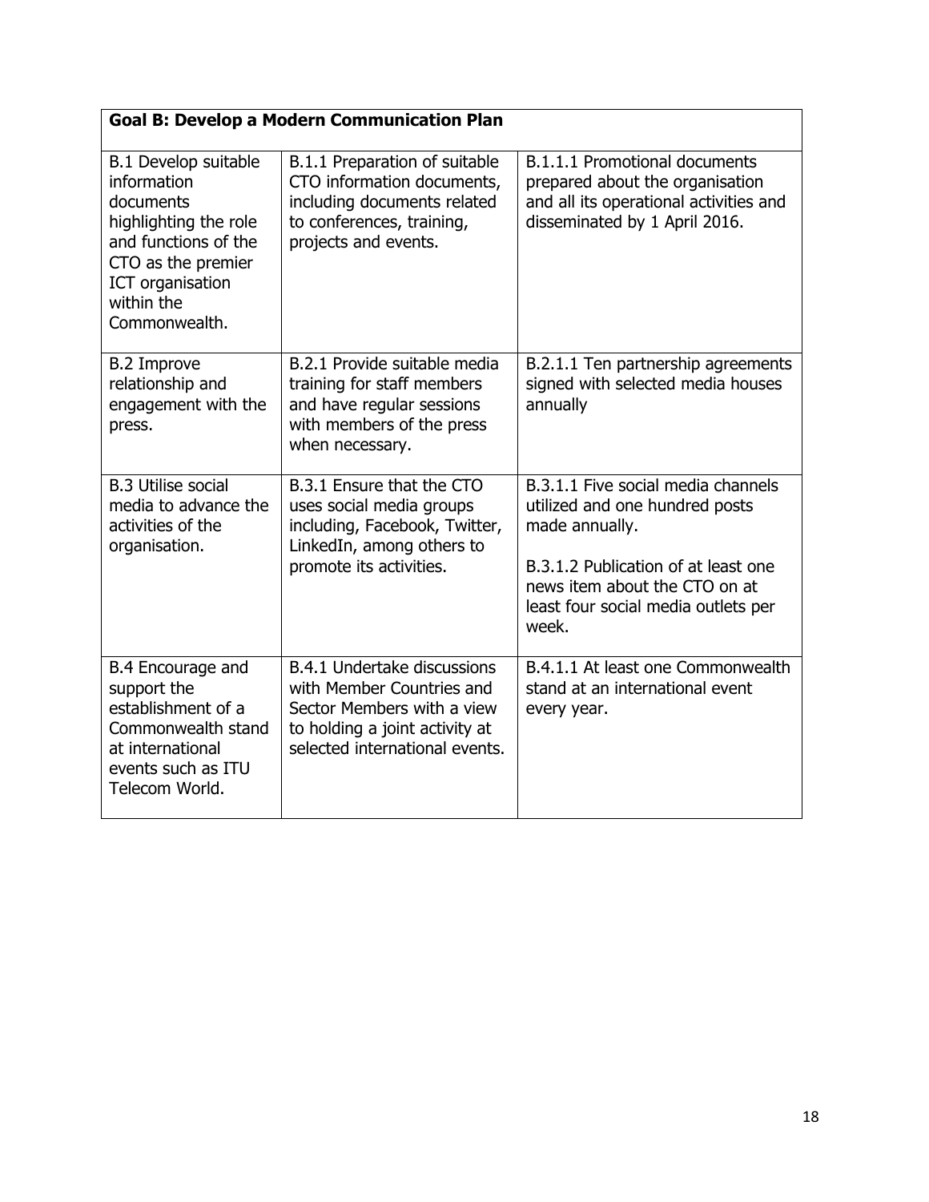| Goal B: Develop a Modern Communication Plan | | |
|---|---|---|
| B.1 Develop suitable information documents highlighting the role and functions of the CTO as the premier ICT organisation within the Commonwealth. | B.1.1 Preparation of suitable CTO information documents, including documents related to conferences, training, projects and events. | B.1.1.1 Promotional documents prepared about the organisation and all its operational activities and disseminated by 1 April 2016. |
| B.2 Improve relationship and engagement with the press. | B.2.1 Provide suitable media training for staff members and have regular sessions with members of the press when necessary. | B.2.1.1 Ten partnership agreements signed with selected media houses annually |
| B.3 Utilise social media to advance the activities of the organisation. | B.3.1 Ensure that the CTO uses social media groups including, Facebook, Twitter, LinkedIn, among others to promote its activities. | B.3.1.1 Five social media channels utilized and one hundred posts made annually.<br><br>B.3.1.2 Publication of at least one news item about the CTO on at least four social media outlets per week. |
| B.4 Encourage and support the establishment of a Commonwealth stand at international events such as ITU Telecom World. | B.4.1 Undertake discussions with Member Countries and Sector Members with a view to holding a joint activity at selected international events. | B.4.1.1 At least one Commonwealth stand at an international event every year. |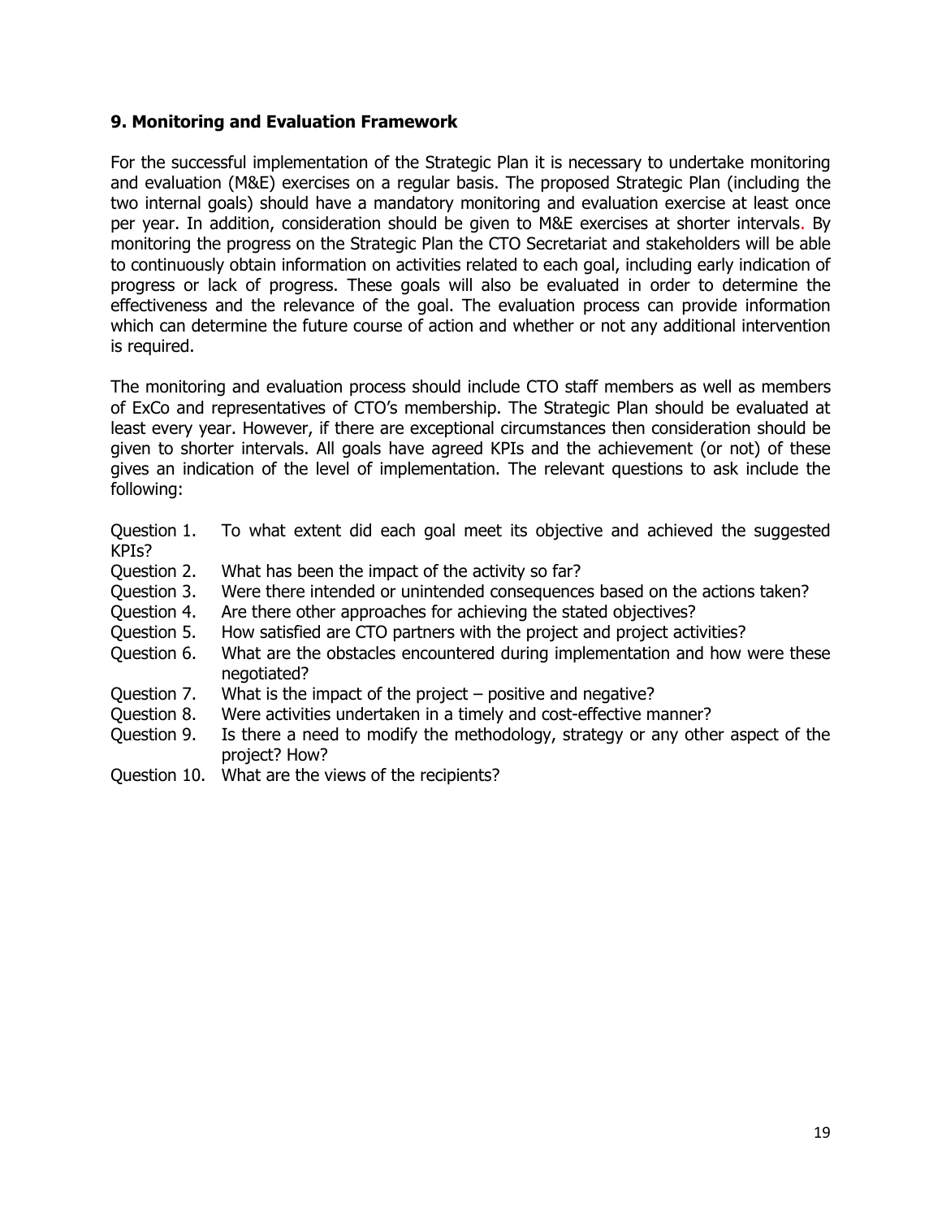## 9. Monitoring and Evaluation Framework

For the successful implementation of the Strategic Plan it is necessary to undertake monitoring and evaluation (M&E) exercises on a regular basis. The proposed Strategic Plan (including the two internal goals) should have a mandatory monitoring and evaluation exercise at least once per year. In addition, consideration should be given to M&E exercises at shorter intervals. By monitoring the progress on the Strategic Plan the CTO Secretariat and stakeholders will be able to continuously obtain information on activities related to each goal, including early indication of progress or lack of progress. These goals will also be evaluated in order to determine the effectiveness and the relevance of the goal. The evaluation process can provide information which can determine the future course of action and whether or not any additional intervention is required.

The monitoring and evaluation process should include CTO staff members as well as members of ExCo and representatives of CTO's membership. The Strategic Plan should be evaluated at least every year. However, if there are exceptional circumstances then consideration should be given to shorter intervals. All goals have agreed KPIs and the achievement (or not) of these gives an indication of the level of implementation. The relevant questions to ask include the following:

- Question 1. To what extent did each goal meet its objective and achieved the suggested KPIs?
- Question 2. What has been the impact of the activity so far?
- Question 3. Were there intended or unintended consequences based on the actions taken?
- Question 4. Are there other approaches for achieving the stated objectives?
- Question 5. How satisfied are CTO partners with the project and project activities?
- Question 6. What are the obstacles encountered during implementation and how were these negotiated?
- Question 7. What is the impact of the project – positive and negative?
- Question 8. Were activities undertaken in a timely and cost-effective manner?
- Question 9. Is there a need to modify the methodology, strategy or any other aspect of the project? How?
- Question 10. What are the views of the recipients?